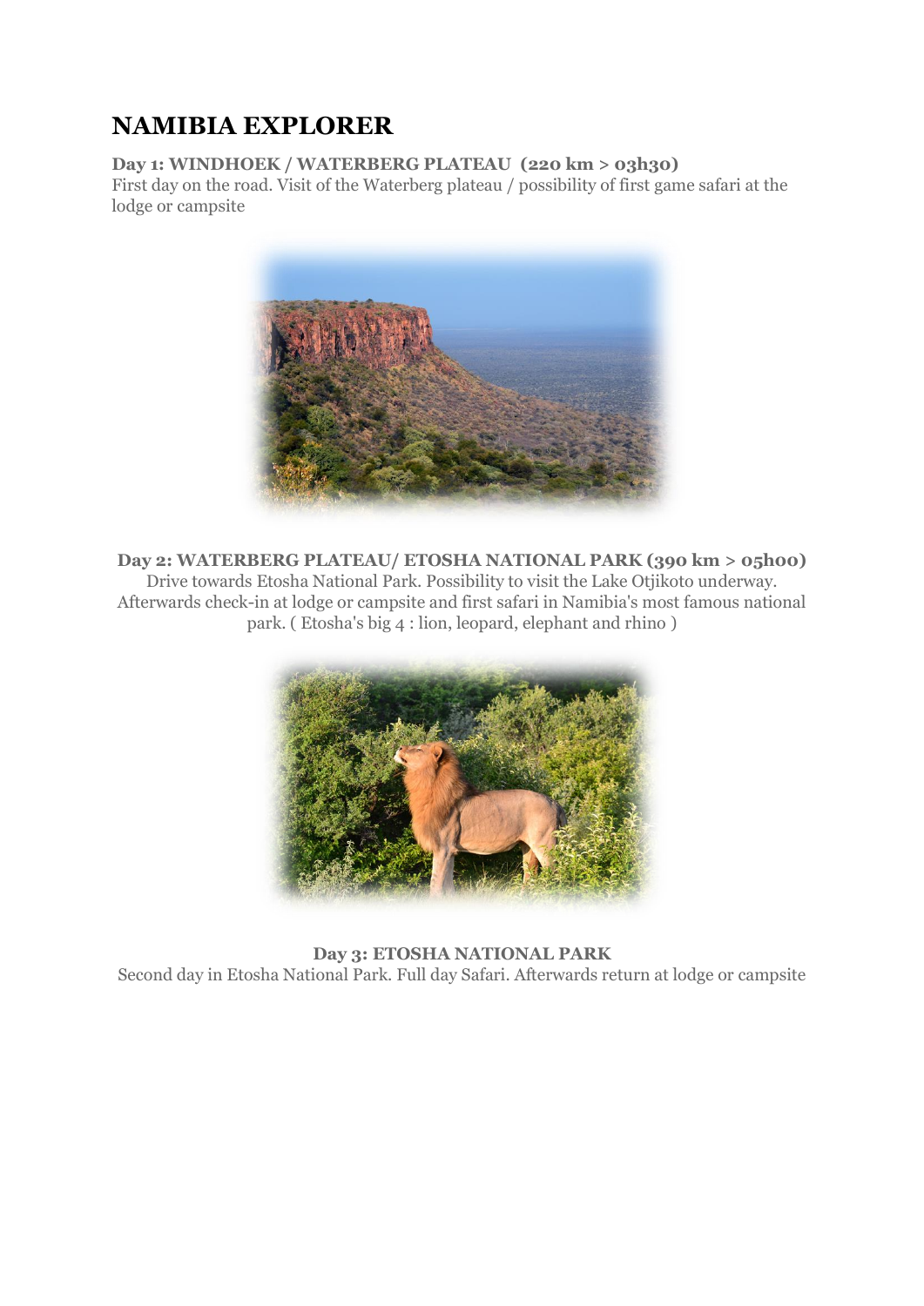# NAMIBIA EXPLORER

**Day 1: WINDHOEK / WATERBERG PLATEAU (220 km > 03h30)**
First day on the road. Visit of the Waterberg plateau / possibility of first game safari at the lodge or campsite

**Day 2: WATERBERG PLATEAU/ ETOSHA NATIONAL PARK (390 km > 05h00)**
Drive towards Etosha National Park. Possibility to visit the Lake Otjikoto underway. Afterwards check-in at lodge or campsite and first safari in Namibia's most famous national park. ( Etosha's big 4 : lion, leopard, elephant and rhino )

**Day 3: ETOSHA NATIONAL PARK**
Second day in Etosha National Park. Full day Safari. Afterwards return at lodge or campsite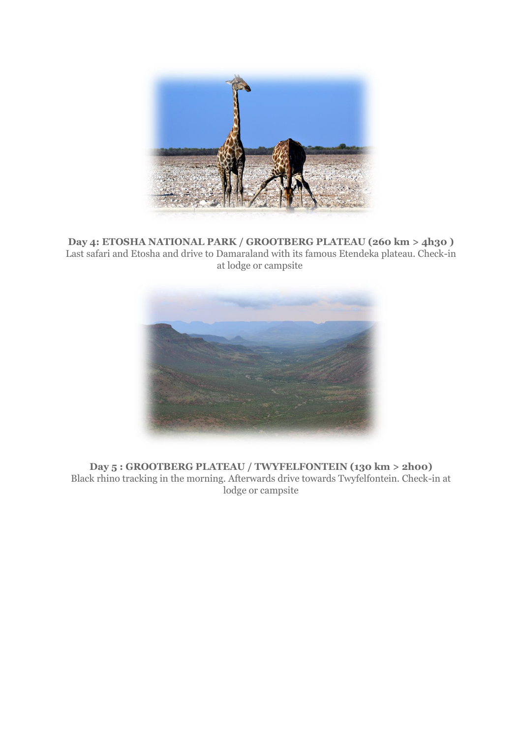**Day 4: ETOSHA NATIONAL PARK / GROOTBERG PLATEAU (260 km > 4h30 )**
Last safari and Etosha and drive to Damaraland with its famous Etendeka plateau. Check-in at lodge or campsite

**Day 5 : GROOTBERG PLATEAU / TWYFELFONTEIN (130 km > 2h00)**
Black rhino tracking in the morning. Afterwards drive towards Twyfelfontein. Check-in at lodge or campsite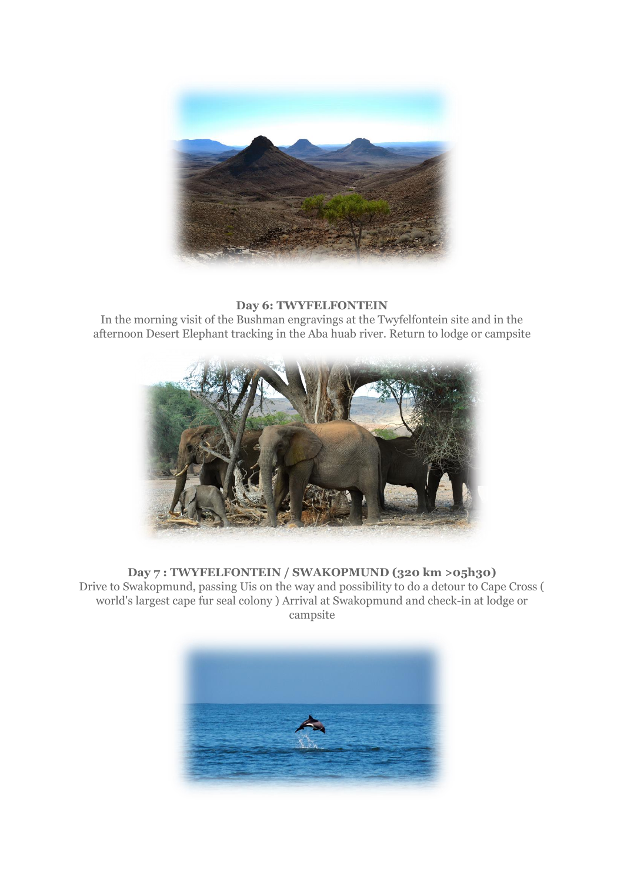**Day 6: TWYFELFONTEIN**

In the morning visit of the Bushman engravings at the Twyfelfontein site and in the afternoon Desert Elephant tracking in the Aba huab river. Return to lodge or campsite

**Day 7 : TWYFELFONTEIN / SWAKOPMUND (320 km >05h30)**

Drive to Swakopmund, passing Uis on the way and possibility to do a detour to Cape Cross ( world's largest cape fur seal colony ) Arrival at Swakopmund and check-in at lodge or campsite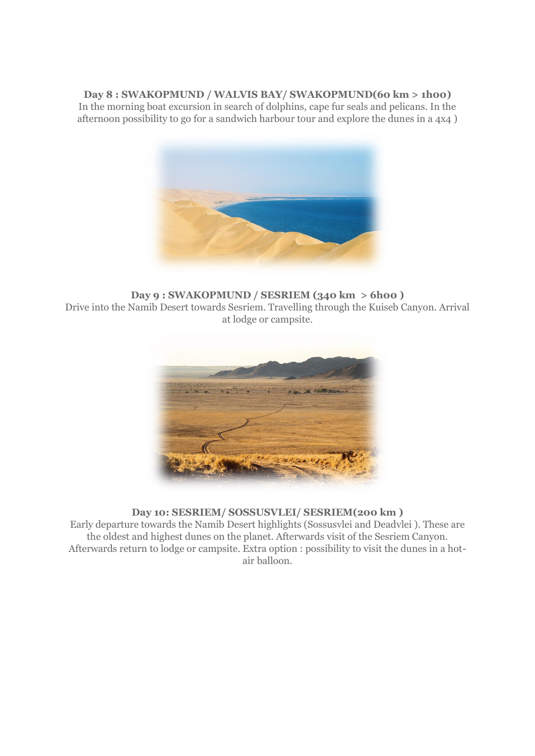**Day 8 : SWAKOPMUND / WALVIS BAY/ SWAKOPMUND(60 km > 1h00)**

In the morning boat excursion in search of dolphins, cape fur seals and pelicans. In the afternoon possibility to go for a sandwich harbour tour and explore the dunes in a 4x4 )

**Day 9 : SWAKOPMUND / SESRIEM (340 km > 6h00 )**

Drive into the Namib Desert towards Sesriem. Travelling through the Kuiseb Canyon. Arrival at lodge or campsite.

**Day 10: SESRIEM/ SOSSUSVLEI/ SESRIEM(200 km )**

Early departure towards the Namib Desert highlights (Sossusvlei and Deadvlei ). These are the oldest and highest dunes on the planet. Afterwards visit of the Sesriem Canyon. Afterwards return to lodge or campsite. Extra option : possibility to visit the dunes in a hot-air balloon.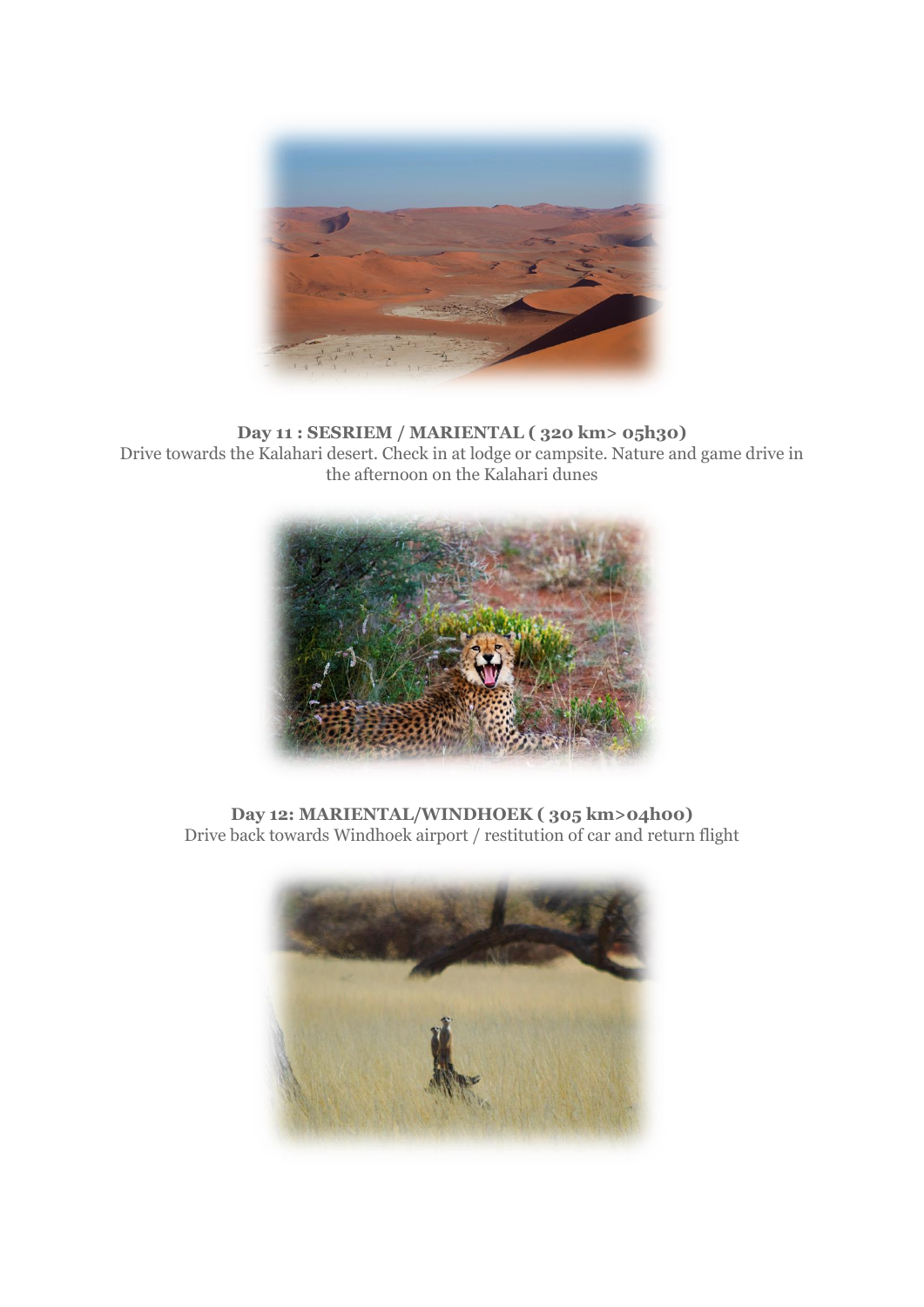**Day 11 : SESRIEM / MARIENTAL ( 320 km> 05h30)**
Drive towards the Kalahari desert. Check in at lodge or campsite. Nature and game drive in the afternoon on the Kalahari dunes

**Day 12: MARIENTAL/WINDHOEK ( 305 km>04h00)**
Drive back towards Windhoek airport / restitution of car and return flight